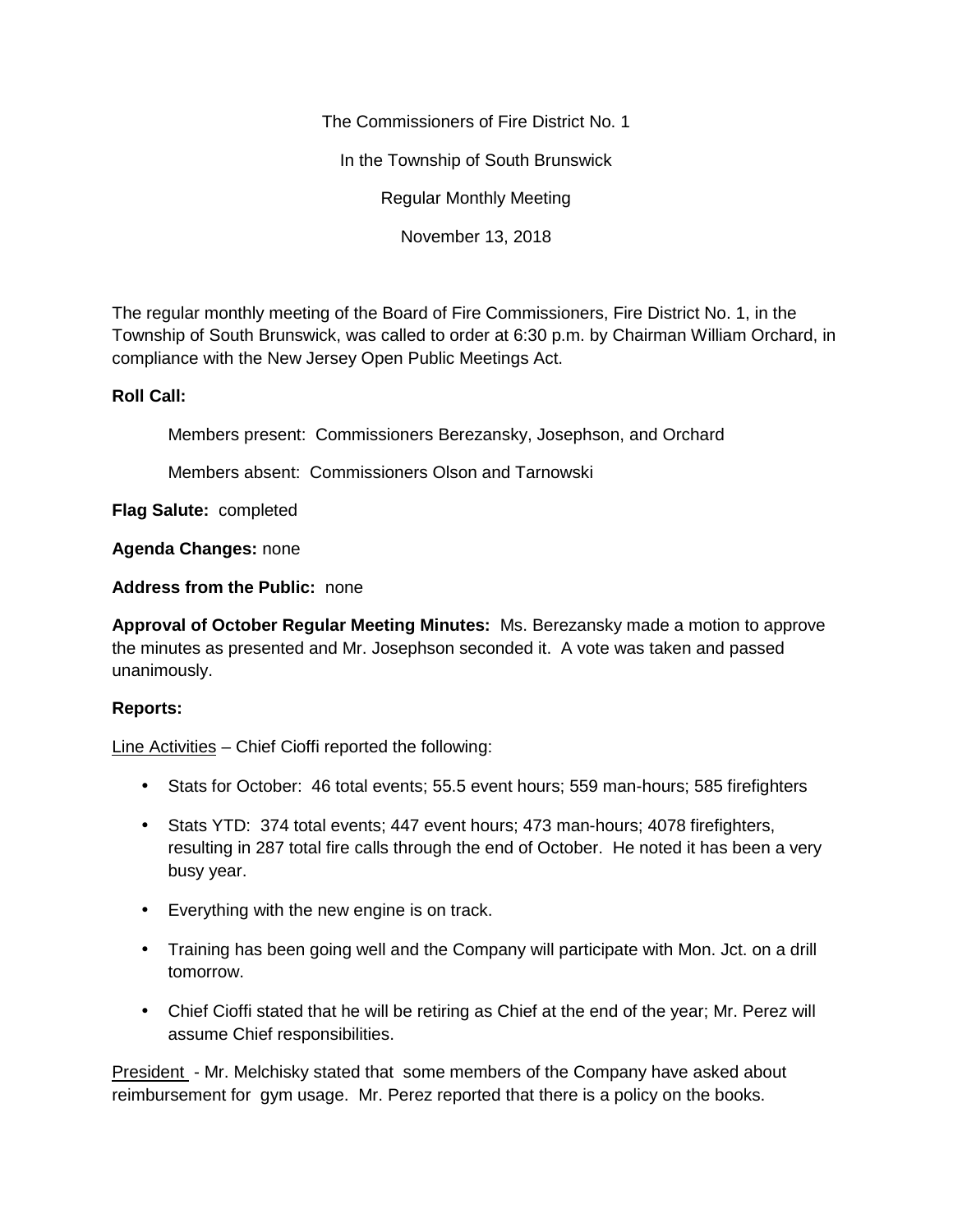The Commissioners of Fire District No. 1

In the Township of South Brunswick

Regular Monthly Meeting

November 13, 2018

The regular monthly meeting of the Board of Fire Commissioners, Fire District No. 1, in the Township of South Brunswick, was called to order at 6:30 p.m. by Chairman William Orchard, in compliance with the New Jersey Open Public Meetings Act.

**Roll Call:**

Members present: Commissioners Berezansky, Josephson, and Orchard

Members absent: Commissioners Olson and Tarnowski

**Flag Salute:** completed

**Agenda Changes:** none

**Address from the Public:** none

**Approval of October Regular Meeting Minutes:** Ms. Berezansky made a motion to approve the minutes as presented and Mr. Josephson seconded it. A vote was taken and passed unanimously.

**Reports:**

Line Activities – Chief Cioffi reported the following:

- Stats for October: 46 total events; 55.5 event hours; 559 man-hours; 585 firefighters
- Stats YTD: 374 total events; 447 event hours; 473 man-hours; 4078 firefighters, resulting in 287 total fire calls through the end of October. He noted it has been a very busy year.
- Everything with the new engine is on track.
- Training has been going well and the Company will participate with Mon. Jct. on a drill tomorrow.
- Chief Cioffi stated that he will be retiring as Chief at the end of the year; Mr. Perez will assume Chief responsibilities.

President - Mr. Melchisky stated that some members of the Company have asked about reimbursement for gym usage. Mr. Perez reported that there is a policy on the books.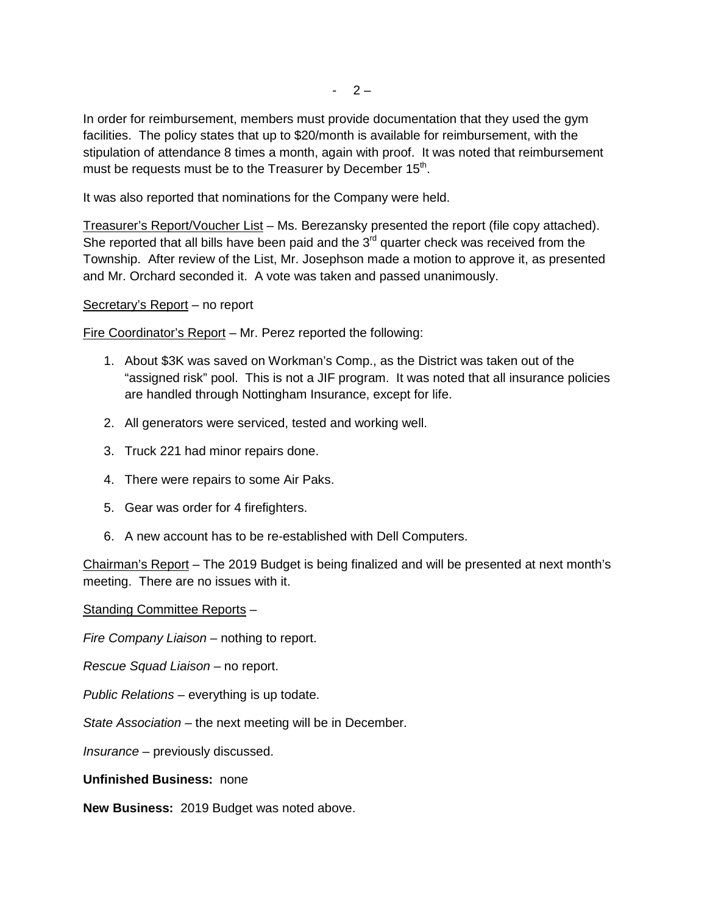In order for reimbursement, members must provide documentation that they used the gym facilities. The policy states that up to $20/month is available for reimbursement, with the stipulation of attendance 8 times a month, again with proof. It was noted that reimbursement must be requests must be to the Treasurer by December 15th.

It was also reported that nominations for the Company were held.

Treasurer's Report/Voucher List – Ms. Berezansky presented the report (file copy attached). She reported that all bills have been paid and the 3rd quarter check was received from the Township. After review of the List, Mr. Josephson made a motion to approve it, as presented and Mr. Orchard seconded it. A vote was taken and passed unanimously.

Secretary's Report – no report

Fire Coordinator's Report – Mr. Perez reported the following:

1. About $3K was saved on Workman's Comp., as the District was taken out of the "assigned risk" pool. This is not a JIF program. It was noted that all insurance policies are handled through Nottingham Insurance, except for life.

2. All generators were serviced, tested and working well.

3. Truck 221 had minor repairs done.

4. There were repairs to some Air Paks.

5. Gear was order for 4 firefighters.

6. A new account has to be re-established with Dell Computers.

Chairman's Report – The 2019 Budget is being finalized and will be presented at next month's meeting. There are no issues with it.

Standing Committee Reports –

*Fire Company Liaison* – nothing to report.

*Rescue Squad Liaison* – no report.

*Public Relations* – everything is up todate.

*State Association* – the next meeting will be in December.

*Insurance* – previously discussed.

**Unfinished Business:** none

**New Business:** 2019 Budget was noted above.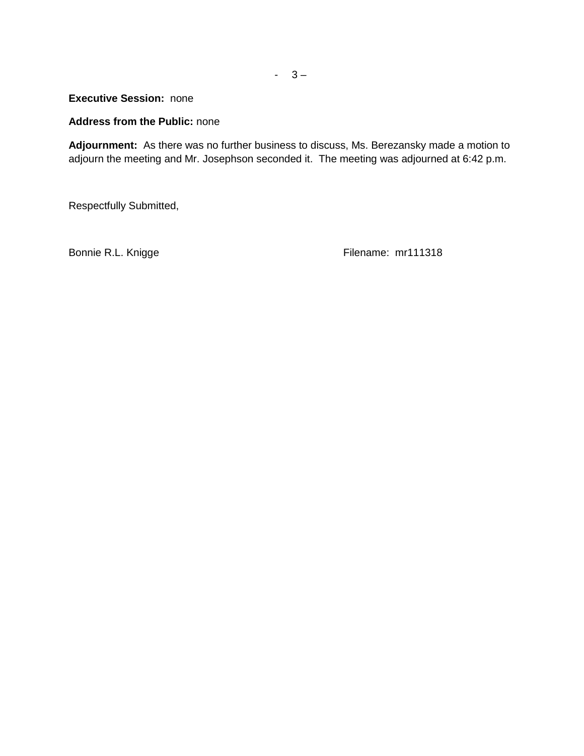**Executive Session:** none

**Address from the Public:** none

**Adjournment:** As there was no further business to discuss, Ms. Berezansky made a motion to adjourn the meeting and Mr. Josephson seconded it. The meeting was adjourned at 6:42 p.m.

Respectfully Submitted,

Bonnie R.L. Knigge Filename: mr111318